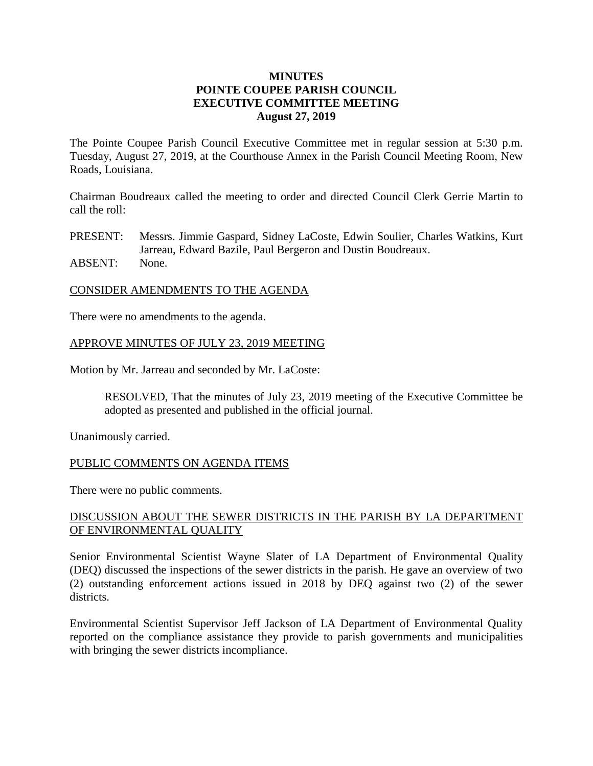**MINUTES**
**POINTE COUPEE PARISH COUNCIL**
**EXECUTIVE COMMITTEE MEETING**
**August 27, 2019**

The Pointe Coupee Parish Council Executive Committee met in regular session at 5:30 p.m. Tuesday, August 27, 2019, at the Courthouse Annex in the Parish Council Meeting Room, New Roads, Louisiana.

Chairman Boudreaux called the meeting to order and directed Council Clerk Gerrie Martin to call the roll:

PRESENT: Messrs. Jimmie Gaspard, Sidney LaCoste, Edwin Soulier, Charles Watkins, Kurt Jarreau, Edward Bazile, Paul Bergeron and Dustin Boudreaux.
ABSENT: None.

<u>CONSIDER AMENDMENTS TO THE AGENDA</u>

There were no amendments to the agenda.

<u>APPROVE MINUTES OF JULY 23, 2019 MEETING</u>

Motion by Mr. Jarreau and seconded by Mr. LaCoste:

> RESOLVED, That the minutes of July 23, 2019 meeting of the Executive Committee be adopted as presented and published in the official journal.

Unanimously carried.

<u>PUBLIC COMMENTS ON AGENDA ITEMS</u>

There were no public comments.

<u>DISCUSSION ABOUT THE SEWER DISTRICTS IN THE PARISH BY LA DEPARTMENT OF ENVIRONMENTAL QUALITY</u>

Senior Environmental Scientist Wayne Slater of LA Department of Environmental Quality (DEQ) discussed the inspections of the sewer districts in the parish. He gave an overview of two (2) outstanding enforcement actions issued in 2018 by DEQ against two (2) of the sewer districts.

Environmental Scientist Supervisor Jeff Jackson of LA Department of Environmental Quality reported on the compliance assistance they provide to parish governments and municipalities with bringing the sewer districts incompliance.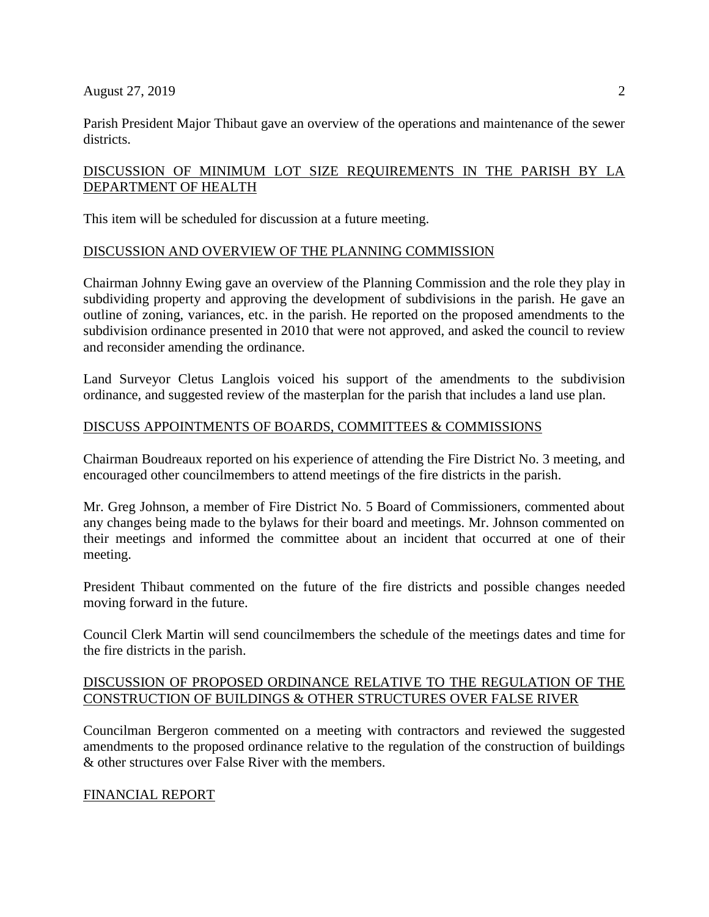Parish President Major Thibaut gave an overview of the operations and maintenance of the sewer districts.

<u>DISCUSSION OF MINIMUM LOT SIZE REQUIREMENTS IN THE PARISH BY LA DEPARTMENT OF HEALTH</u>

This item will be scheduled for discussion at a future meeting.

<u>DISCUSSION AND OVERVIEW OF THE PLANNING COMMISSION</u>

Chairman Johnny Ewing gave an overview of the Planning Commission and the role they play in subdividing property and approving the development of subdivisions in the parish. He gave an outline of zoning, variances, etc. in the parish. He reported on the proposed amendments to the subdivision ordinance presented in 2010 that were not approved, and asked the council to review and reconsider amending the ordinance.

Land Surveyor Cletus Langlois voiced his support of the amendments to the subdivision ordinance, and suggested review of the masterplan for the parish that includes a land use plan.

<u>DISCUSS APPOINTMENTS OF BOARDS, COMMITTEES & COMMISSIONS</u>

Chairman Boudreaux reported on his experience of attending the Fire District No. 3 meeting, and encouraged other councilmembers to attend meetings of the fire districts in the parish.

Mr. Greg Johnson, a member of Fire District No. 5 Board of Commissioners, commented about any changes being made to the bylaws for their board and meetings. Mr. Johnson commented on their meetings and informed the committee about an incident that occurred at one of their meeting.

President Thibaut commented on the future of the fire districts and possible changes needed moving forward in the future.

Council Clerk Martin will send councilmembers the schedule of the meetings dates and time for the fire districts in the parish.

<u>DISCUSSION OF PROPOSED ORDINANCE RELATIVE TO THE REGULATION OF THE CONSTRUCTION OF BUILDINGS & OTHER STRUCTURES OVER FALSE RIVER</u>

Councilman Bergeron commented on a meeting with contractors and reviewed the suggested amendments to the proposed ordinance relative to the regulation of the construction of buildings & other structures over False River with the members.

<u>FINANCIAL REPORT</u>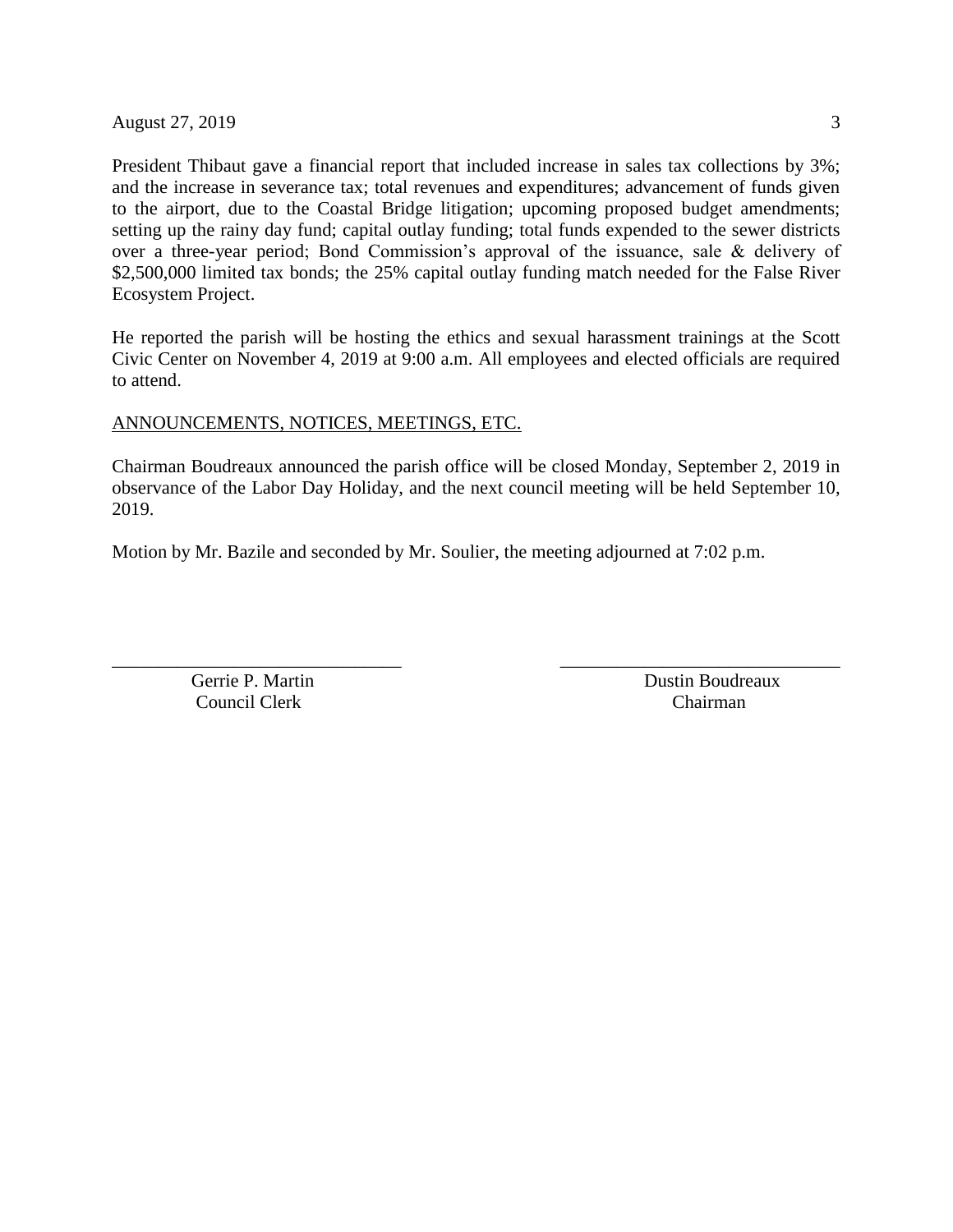President Thibaut gave a financial report that included increase in sales tax collections by 3%; and the increase in severance tax; total revenues and expenditures; advancement of funds given to the airport, due to the Coastal Bridge litigation; upcoming proposed budget amendments; setting up the rainy day fund; capital outlay funding; total funds expended to the sewer districts over a three-year period; Bond Commission's approval of the issuance, sale & delivery of $2,500,000 limited tax bonds; the 25% capital outlay funding match needed for the False River Ecosystem Project.

He reported the parish will be hosting the ethics and sexual harassment trainings at the Scott Civic Center on November 4, 2019 at 9:00 a.m. All employees and elected officials are required to attend.

<u>ANNOUNCEMENTS, NOTICES, MEETINGS, ETC.</u>

Chairman Boudreaux announced the parish office will be closed Monday, September 2, 2019 in observance of the Labor Day Holiday, and the next council meeting will be held September 10, 2019.

Motion by Mr. Bazile and seconded by Mr. Soulier, the meeting adjourned at 7:02 p.m.

\_\_\_\_\_\_\_\_\_\_\_\_\_\_\_\_\_\_\_\_\_\_\_\_\_\_\_\_\_\_
Gerrie P. Martin
Council Clerk

\_\_\_\_\_\_\_\_\_\_\_\_\_\_\_\_\_\_\_\_\_\_\_\_\_\_\_\_\_\_
Dustin Boudreaux
Chairman